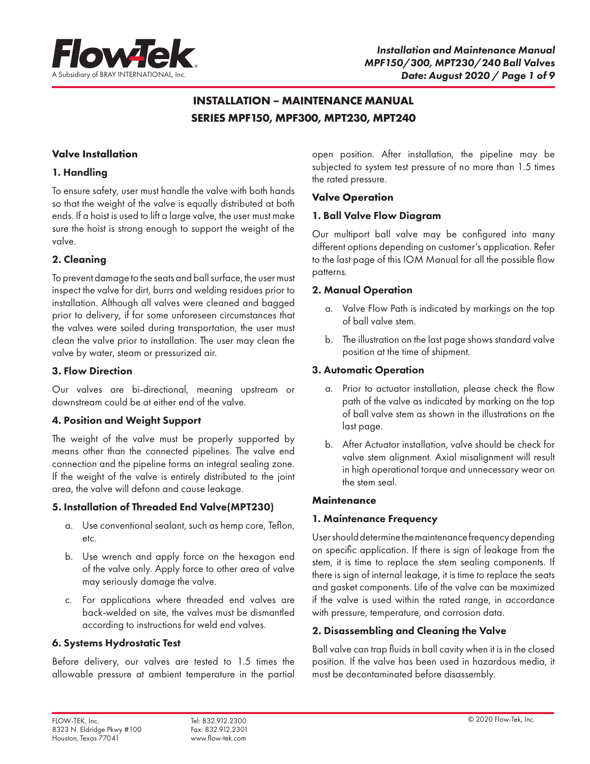# INSTALLATION – MAINTENANCE MANUAL
# SERIES MPF150, MPF300, MPT230, MPT240

## Valve Installation

### 1. Handling

To ensure safety, user must handle the valve with both hands so that the weight of the valve is equally distributed at both ends. If a hoist is used to lift a large valve, the user must make sure the hoist is strong enough to support the weight of the valve.

### 2. Cleaning

To prevent damage to the seats and ball surface, the user must inspect the valve for dirt, burrs and welding residues prior to installation. Although all valves were cleaned and bagged prior to delivery, if for some unforeseen circumstances that the valves were soiled during transportation, the user must clean the valve prior to installation. The user may clean the valve by water, steam or pressurized air.

### 3. Flow Direction

Our valves are bi-directional, meaning upstream or downstream could be at either end of the valve.

### 4. Position and Weight Support

The weight of the valve must be properly supported by means other than the connected pipelines. The valve end connection and the pipeline forms an integral sealing zone. If the weight of the valve is entirely distributed to the joint area, the valve will defonn and cause leakage.

### 5. Installation of Threaded End Valve(MPT230)

a. Use conventional sealant, such as hemp core, Teflon, etc.

b. Use wrench and apply force on the hexagon end of the valve only. Apply force to other area of valve may seriously damage the valve.

c. For applications where threaded end valves are back-welded on site, the valves must be dismantled according to instructions for weld end valves.

### 6. Systems Hydrostatic Test

Before delivery, our valves are tested to 1.5 times the allowable pressure at ambient temperature in the partial open position. After installation, the pipeline may be subjected to system test pressure of no more than 1.5 times the rated pressure.

## Valve Operation

### 1. Ball Valve Flow Diagram

Our multiport ball valve may be configured into many different options depending on customer's application. Refer to the last page of this IOM Manual for all the possible flow patterns.

### 2. Manual Operation

a. Valve Flow Path is indicated by markings on the top of ball valve stem.

b. The illustration on the last page shows standard valve position at the time of shipment.

### 3. Automatic Operation

a. Prior to actuator installation, please check the flow path of the valve as indicated by marking on the top of ball valve stem as shown in the illustrations on the last page.

b. After Actuator installation, valve should be check for valve stem alignment. Axial misalignment will result in high operational torque and unnecessary wear on the stem seal.

## Maintenance

### 1. Maintenance Frequency

User should determine the maintenance frequency depending on specific application. If there is sign of leakage from the stem, it is time to replace the stem sealing components. If there is sign of internal leakage, it is time to replace the seats and gasket components. Life of the valve can be maximized if the valve is used within the rated range, in accordance with pressure, temperature, and corrosion data.

### 2. Disassembling and Cleaning the Valve

Ball valve can trap fluids in ball cavity when it is in the closed position. If the valve has been used in hazardous media, it must be decontaminated before disassembly.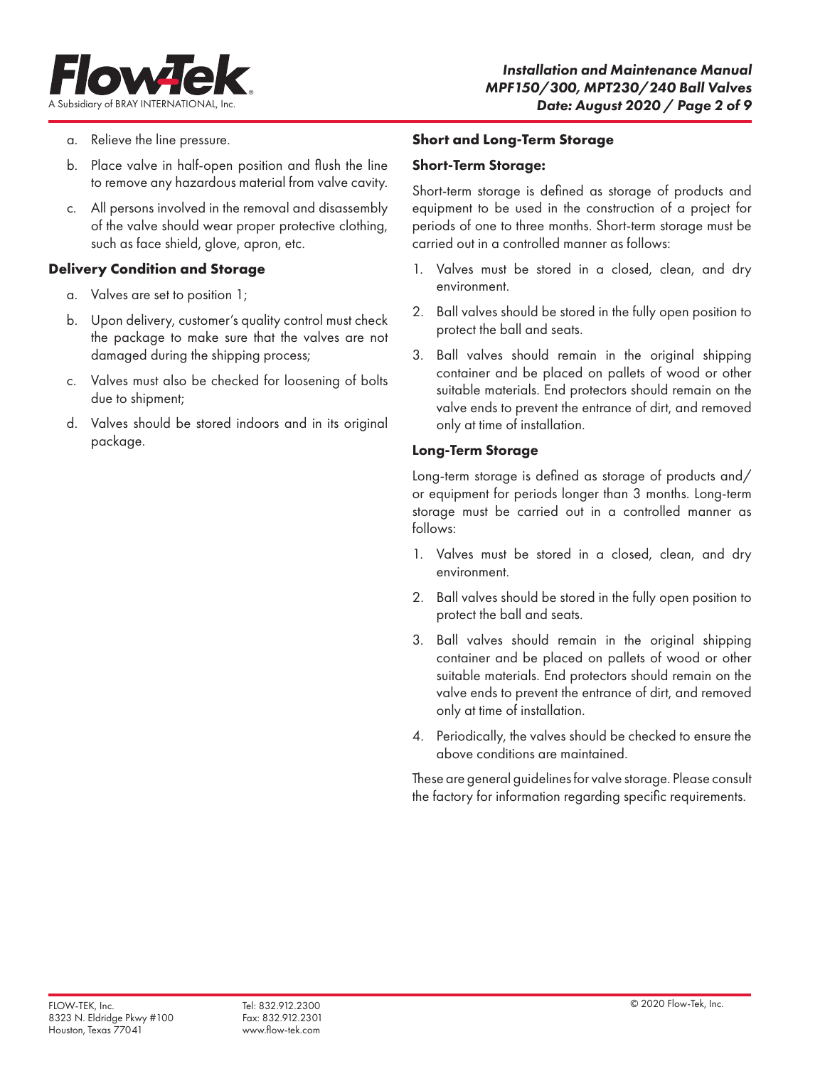a. Relieve the line pressure.

b. Place valve in half-open position and flush the line to remove any hazardous material from valve cavity.

c. All persons involved in the removal and disassembly of the valve should wear proper protective clothing, such as face shield, glove, apron, etc.

### Delivery Condition and Storage

a. Valves are set to position 1;

b. Upon delivery, customer's quality control must check the package to make sure that the valves are not damaged during the shipping process;

c. Valves must also be checked for loosening of bolts due to shipment;

d. Valves should be stored indoors and in its original package.

### Short and Long-Term Storage

#### Short-Term Storage:

Short-term storage is defined as storage of products and equipment to be used in the construction of a project for periods of one to three months. Short-term storage must be carried out in a controlled manner as follows:

1. Valves must be stored in a closed, clean, and dry environment.
2. Ball valves should be stored in the fully open position to protect the ball and seats.
3. Ball valves should remain in the original shipping container and be placed on pallets of wood or other suitable materials. End protectors should remain on the valve ends to prevent the entrance of dirt, and removed only at time of installation.

#### Long-Term Storage

Long-term storage is defined as storage of products and/or equipment for periods longer than 3 months. Long-term storage must be carried out in a controlled manner as follows:

1. Valves must be stored in a closed, clean, and dry environment.
2. Ball valves should be stored in the fully open position to protect the ball and seats.
3. Ball valves should remain in the original shipping container and be placed on pallets of wood or other suitable materials. End protectors should remain on the valve ends to prevent the entrance of dirt, and removed only at time of installation.
4. Periodically, the valves should be checked to ensure the above conditions are maintained.

These are general guidelines for valve storage. Please consult the factory for information regarding specific requirements.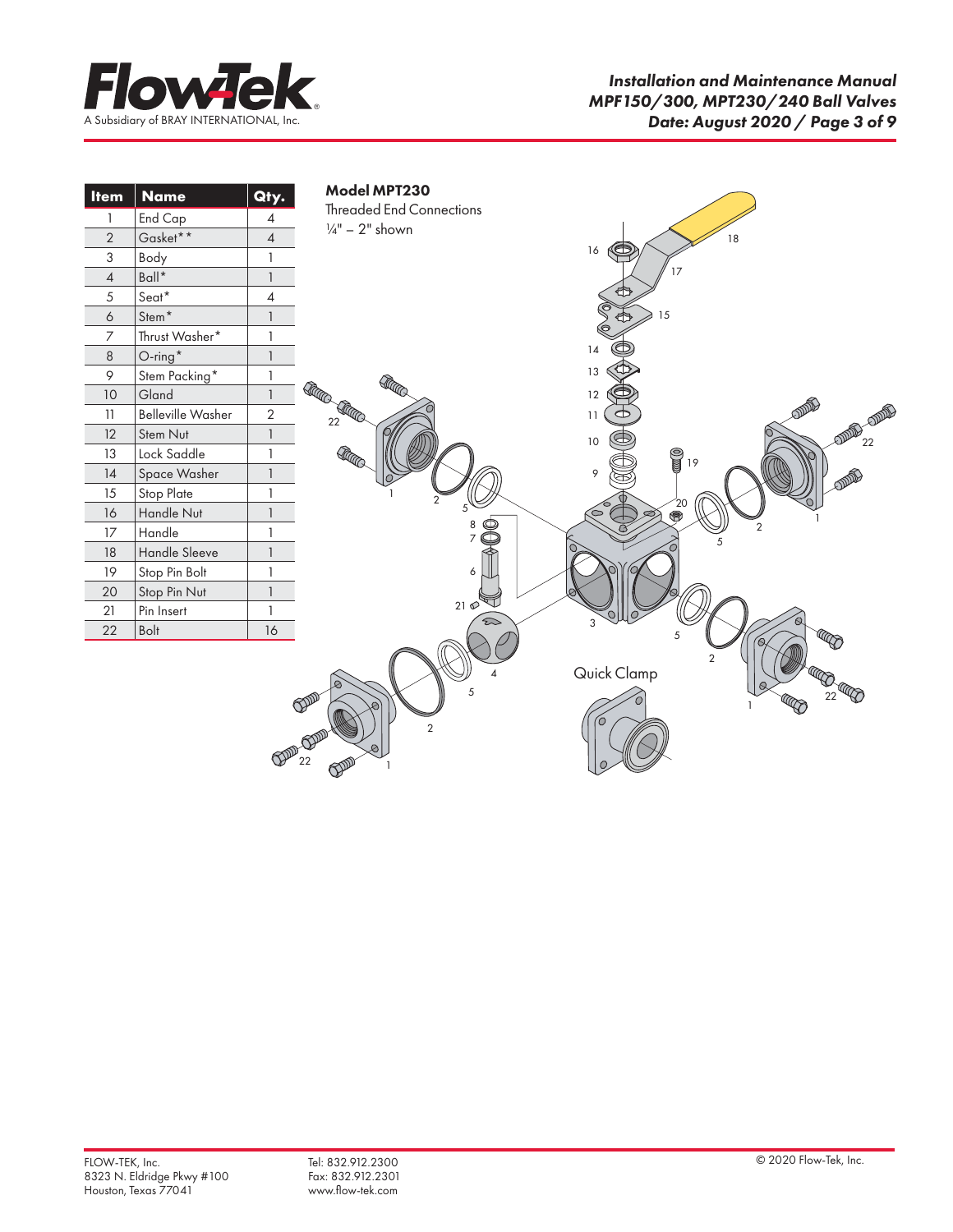| Item | Name | Qty. |
|---|---|---|
| 1 | End Cap | 4 |
| 2 | Gasket** | 4 |
| 3 | Body | 1 |
| 4 | Ball* | 1 |
| 5 | Seat* | 4 |
| 6 | Stem* | 1 |
| 7 | Thrust Washer* | 1 |
| 8 | O-ring* | 1 |
| 9 | Stem Packing* | 1 |
| 10 | Gland | 1 |
| 11 | Belleville Washer | 2 |
| 12 | Stem Nut | 1 |
| 13 | Lock Saddle | 1 |
| 14 | Space Washer | 1 |
| 15 | Stop Plate | 1 |
| 16 | Handle Nut | 1 |
| 17 | Handle | 1 |
| 18 | Handle Sleeve | 1 |
| 19 | Stop Pin Bolt | 1 |
| 20 | Stop Pin Nut | 1 |
| 21 | Pin Insert | 1 |
| 22 | Bolt | 16 |

**Model MPT230**

Threaded End Connections

¼" – 2" shown

Quick Clamp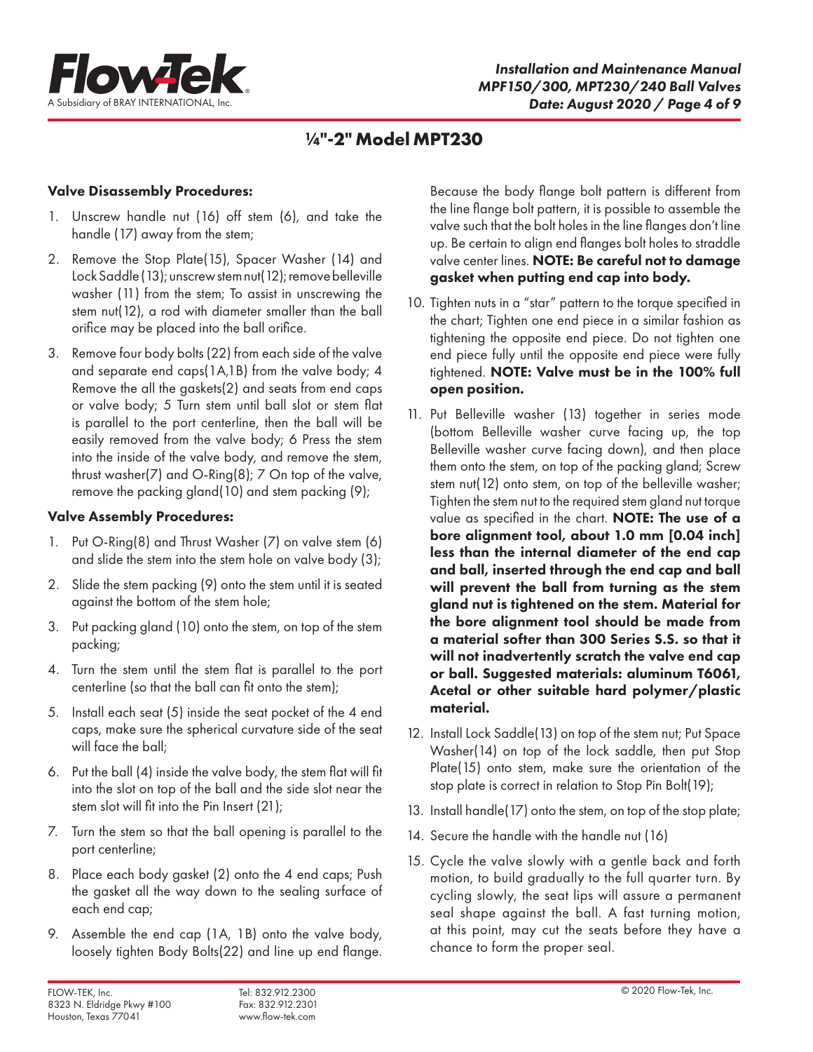# ¼"-2" Model MPT230

### Valve Disassembly Procedures:

1. Unscrew handle nut (16) off stem (6), and take the handle (17) away from the stem;
2. Remove the Stop Plate(15), Spacer Washer (14) and Lock Saddle (13); unscrew stem nut(12); remove belleville washer (11) from the stem; To assist in unscrewing the stem nut(12), a rod with diameter smaller than the ball orifice may be placed into the ball orifice.
3. Remove four body bolts (22) from each side of the valve and separate end caps(1A,1B) from the valve body; 4 Remove the all the gaskets(2) and seats from end caps or valve body; 5 Turn stem until ball slot or stem flat is parallel to the port centerline, then the ball will be easily removed from the valve body; 6 Press the stem into the inside of the valve body, and remove the stem, thrust washer(7) and O-Ring(8); 7 On top of the valve, remove the packing gland(10) and stem packing (9);

### Valve Assembly Procedures:

1. Put O-Ring(8) and Thrust Washer (7) on valve stem (6) and slide the stem into the stem hole on valve body (3);
2. Slide the stem packing (9) onto the stem until it is seated against the bottom of the stem hole;
3. Put packing gland (10) onto the stem, on top of the stem packing;
4. Turn the stem until the stem flat is parallel to the port centerline (so that the ball can fit onto the stem);
5. Install each seat (5) inside the seat pocket of the 4 end caps, make sure the spherical curvature side of the seat will face the ball;
6. Put the ball (4) inside the valve body, the stem flat will fit into the slot on top of the ball and the side slot near the stem slot will fit into the Pin Insert (21);
7. Turn the stem so that the ball opening is parallel to the port centerline;
8. Place each body gasket (2) onto the 4 end caps; Push the gasket all the way down to the sealing surface of each end cap;
9. Assemble the end cap (1A, 1B) onto the valve body, loosely tighten Body Bolts(22) and line up end flange. Because the body flange bolt pattern is different from the line flange bolt pattern, it is possible to assemble the valve such that the bolt holes in the line flanges don't line up. Be certain to align end flanges bolt holes to straddle valve center lines. **NOTE: Be careful not to damage gasket when putting end cap into body.**
10. Tighten nuts in a "star" pattern to the torque specified in the chart; Tighten one end piece in a similar fashion as tightening the opposite end piece. Do not tighten one end piece fully until the opposite end piece were fully tightened. **NOTE: Valve must be in the 100% full open position.**
11. Put Belleville washer (13) together in series mode (bottom Belleville washer curve facing up, the top Belleville washer curve facing down), and then place them onto the stem, on top of the packing gland; Screw stem nut(12) onto stem, on top of the belleville washer; Tighten the stem nut to the required stem gland nut torque value as specified in the chart. **NOTE: The use of a bore alignment tool, about 1.0 mm [0.04 inch] less than the internal diameter of the end cap and ball, inserted through the end cap and ball will prevent the ball from turning as the stem gland nut is tightened on the stem. Material for the bore alignment tool should be made from a material softer than 300 Series S.S. so that it will not inadvertently scratch the valve end cap or ball. Suggested materials: aluminum T6061, Acetal or other suitable hard polymer/plastic material.**
12. Install Lock Saddle(13) on top of the stem nut; Put Space Washer(14) on top of the lock saddle, then put Stop Plate(15) onto stem, make sure the orientation of the stop plate is correct in relation to Stop Pin Bolt(19);
13. Install handle(17) onto the stem, on top of the stop plate;
14. Secure the handle with the handle nut (16)
15. Cycle the valve slowly with a gentle back and forth motion, to build gradually to the full quarter turn. By cycling slowly, the seat lips will assure a permanent seal shape against the ball. A fast turning motion, at this point, may cut the seats before they have a chance to form the proper seal.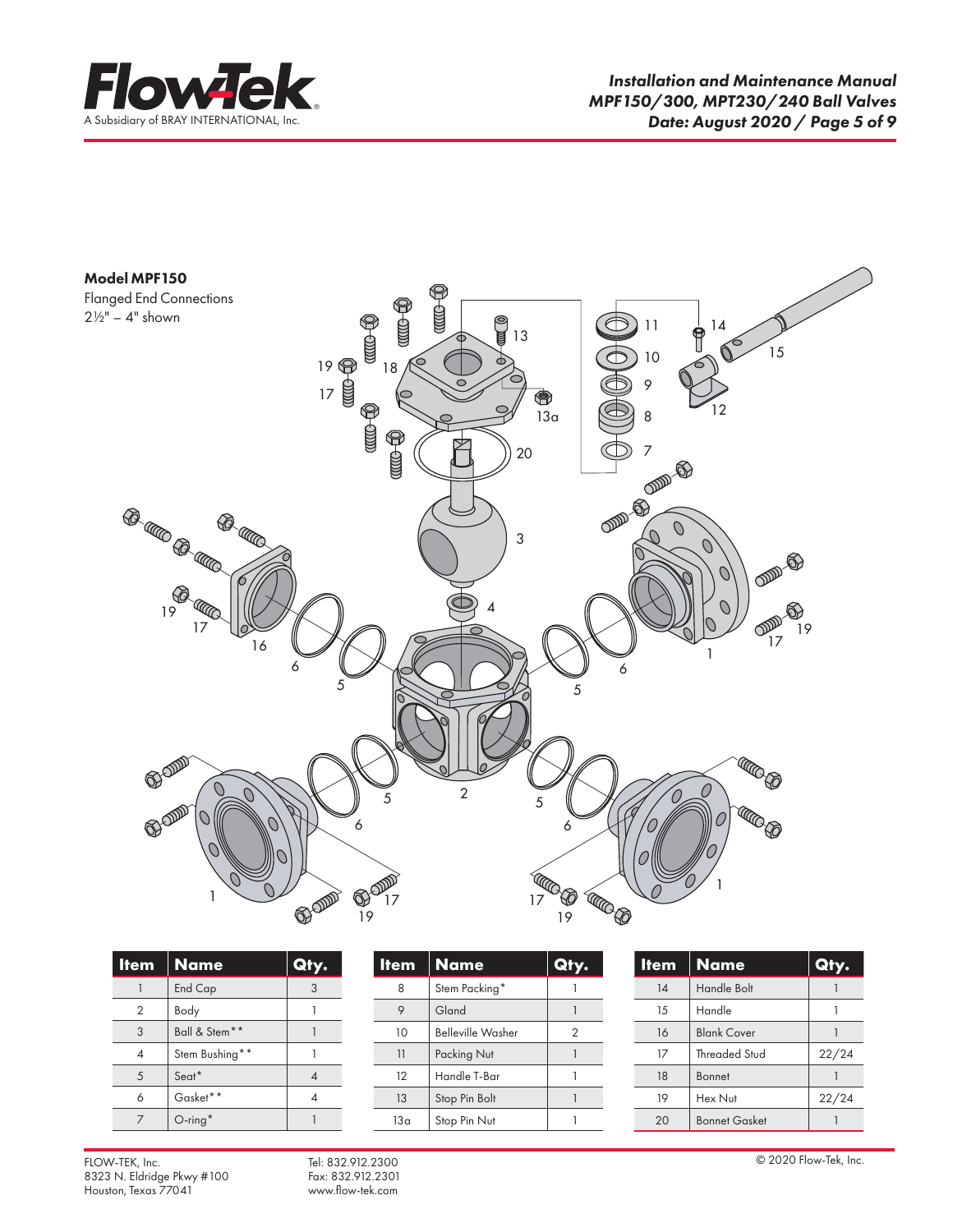**Model MPF150**

Flanged End Connections

2½" – 4" shown

| Item | Name | Qty. |
|---|---|---|
| 1 | End Cap | 3 |
| 2 | Body | 1 |
| 3 | Ball & Stem** | 1 |
| 4 | Stem Bushing** | 1 |
| 5 | Seat* | 4 |
| 6 | Gasket** | 4 |
| 7 | O-ring* | 1 |

| Item | Name | Qty. |
|---|---|---|
| 8 | Stem Packing* | 1 |
| 9 | Gland | 1 |
| 10 | Belleville Washer | 2 |
| 11 | Packing Nut | 1 |
| 12 | Handle T-Bar | 1 |
| 13 | Stop Pin Bolt | 1 |
| 13a | Stop Pin Nut | 1 |

| Item | Name | Qty. |
|---|---|---|
| 14 | Handle Bolt | 1 |
| 15 | Handle | 1 |
| 16 | Blank Cover | 1 |
| 17 | Threaded Stud | 22/24 |
| 18 | Bonnet | 1 |
| 19 | Hex Nut | 22/24 |
| 20 | Bonnet Gasket | 1 |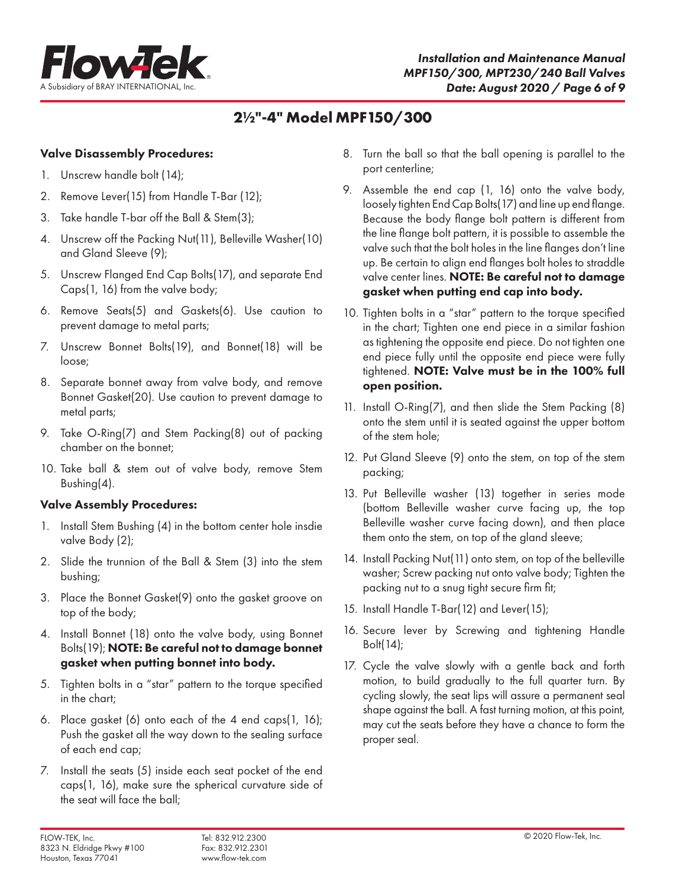## 2½"-4" Model MPF150/300

### Valve Disassembly Procedures:

1. Unscrew handle bolt (14);
2. Remove Lever(15) from Handle T-Bar (12);
3. Take handle T-bar off the Ball & Stem(3);
4. Unscrew off the Packing Nut(11), Belleville Washer(10) and Gland Sleeve (9);
5. Unscrew Flanged End Cap Bolts(17), and separate End Caps(1, 16) from the valve body;
6. Remove Seats(5) and Gaskets(6). Use caution to prevent damage to metal parts;
7. Unscrew Bonnet Bolts(19), and Bonnet(18) will be loose;
8. Separate bonnet away from valve body, and remove Bonnet Gasket(20). Use caution to prevent damage to metal parts;
9. Take O-Ring(7) and Stem Packing(8) out of packing chamber on the bonnet;
10. Take ball & stem out of valve body, remove Stem Bushing(4).

### Valve Assembly Procedures:

1. Install Stem Bushing (4) in the bottom center hole insdie valve Body (2);
2. Slide the trunnion of the Ball & Stem (3) into the stem bushing;
3. Place the Bonnet Gasket(9) onto the gasket groove on top of the body;
4. Install Bonnet (18) onto the valve body, using Bonnet Bolts(19); **NOTE: Be careful not to damage bonnet gasket when putting bonnet into body.**
5. Tighten bolts in a "star" pattern to the torque specified in the chart;
6. Place gasket (6) onto each of the 4 end caps(1, 16); Push the gasket all the way down to the sealing surface of each end cap;
7. Install the seats (5) inside each seat pocket of the end caps(1, 16), make sure the spherical curvature side of the seat will face the ball;
8. Turn the ball so that the ball opening is parallel to the port centerline;
9. Assemble the end cap (1, 16) onto the valve body, loosely tighten End Cap Bolts(17) and line up end flange. Because the body flange bolt pattern is different from the line flange bolt pattern, it is possible to assemble the valve such that the bolt holes in the line flanges don't line up. Be certain to align end flanges bolt holes to straddle valve center lines. **NOTE: Be careful not to damage gasket when putting end cap into body.**
10. Tighten bolts in a "star" pattern to the torque specified in the chart; Tighten one end piece in a similar fashion as tightening the opposite end piece. Do not tighten one end piece fully until the opposite end piece were fully tightened. **NOTE: Valve must be in the 100% full open position.**
11. Install O-Ring(7), and then slide the Stem Packing (8) onto the stem until it is seated against the upper bottom of the stem hole;
12. Put Gland Sleeve (9) onto the stem, on top of the stem packing;
13. Put Belleville washer (13) together in series mode (bottom Belleville washer curve facing up, the top Belleville washer curve facing down), and then place them onto the stem, on top of the gland sleeve;
14. Install Packing Nut(11) onto stem, on top of the belleville washer; Screw packing nut onto valve body; Tighten the packing nut to a snug tight secure firm fit;
15. Install Handle T-Bar(12) and Lever(15);
16. Secure lever by Screwing and tightening Handle Bolt(14);
17. Cycle the valve slowly with a gentle back and forth motion, to build gradually to the full quarter turn. By cycling slowly, the seat lips will assure a permanent seal shape against the ball. A fast turning motion, at this point, may cut the seats before they have a chance to form the proper seal.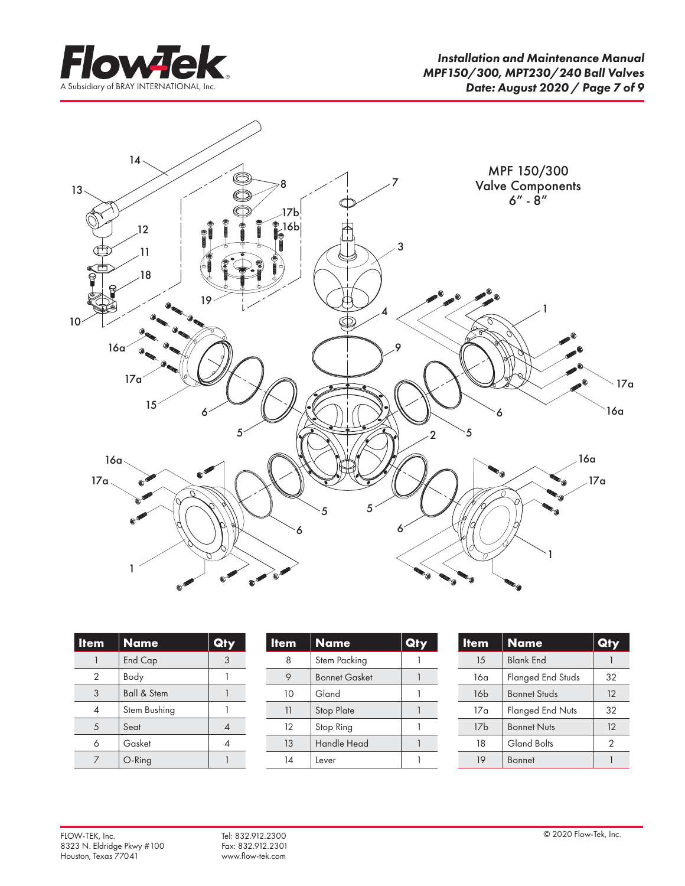MPF 150/300
Valve Components
6" - 8"

| Item | Name | Qty |
|---|---|---|
| 1 | End Cap | 3 |
| 2 | Body | 1 |
| 3 | Ball & Stem | 1 |
| 4 | Stem Bushing | 1 |
| 5 | Seat | 4 |
| 6 | Gasket | 4 |
| 7 | O-Ring | 1 |

| Item | Name | Qty |
|---|---|---|
| 8 | Stem Packing | 1 |
| 9 | Bonnet Gasket | 1 |
| 10 | Gland | 1 |
| 11 | Stop Plate | 1 |
| 12 | Stop Ring | 1 |
| 13 | Handle Head | 1 |
| 14 | Lever | 1 |

| Item | Name | Qty |
|---|---|---|
| 15 | Blank End | 1 |
| 16a | Flanged End Studs | 32 |
| 16b | Bonnet Studs | 12 |
| 17a | Flanged End Nuts | 32 |
| 17b | Bonnet Nuts | 12 |
| 18 | Gland Bolts | 2 |
| 19 | Bonnet | 1 |

FLOW-TEK, Inc.
8323 N. Eldridge Pkwy #100
Houston, Texas 77041

Tel: 832.912.2300
Fax: 832.912.2301
www.flow-tek.com

© 2020 Flow-Tek, Inc.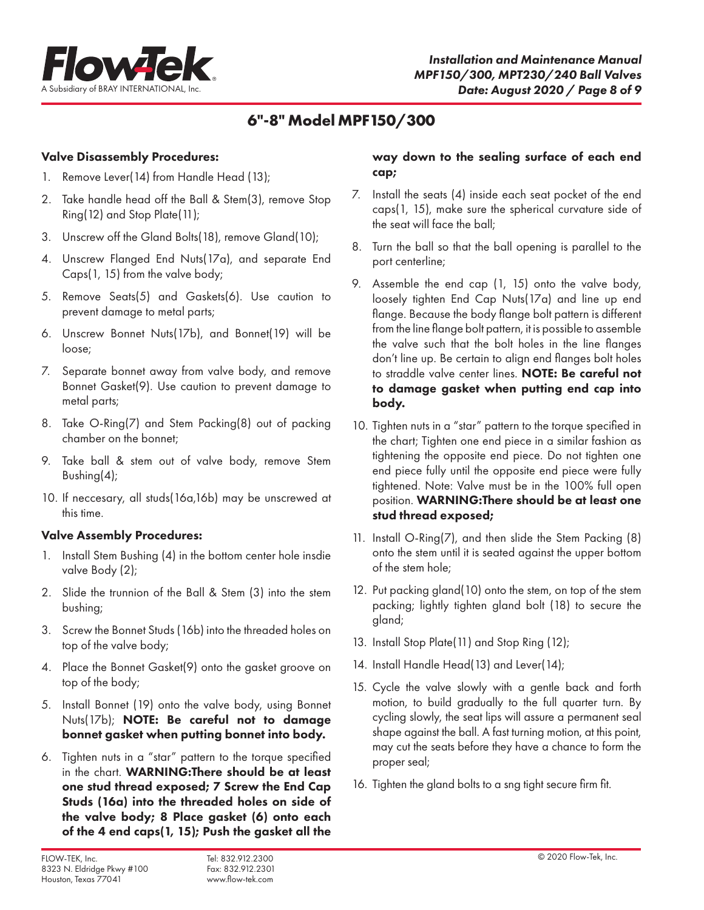## 6"-8" Model MPF150/300

### Valve Disassembly Procedures:

1. Remove Lever(14) from Handle Head (13);
2. Take handle head off the Ball & Stem(3), remove Stop Ring(12) and Stop Plate(11);
3. Unscrew off the Gland Bolts(18), remove Gland(10);
4. Unscrew Flanged End Nuts(17a), and separate End Caps(1, 15) from the valve body;
5. Remove Seats(5) and Gaskets(6). Use caution to prevent damage to metal parts;
6. Unscrew Bonnet Nuts(17b), and Bonnet(19) will be loose;
7. Separate bonnet away from valve body, and remove Bonnet Gasket(9). Use caution to prevent damage to metal parts;
8. Take O-Ring(7) and Stem Packing(8) out of packing chamber on the bonnet;
9. Take ball & stem out of valve body, remove Stem Bushing(4);
10. If neccesary, all studs(16a,16b) may be unscrewed at this time.

### Valve Assembly Procedures:

1. Install Stem Bushing (4) in the bottom center hole insdie valve Body (2);
2. Slide the trunnion of the Ball & Stem (3) into the stem bushing;
3. Screw the Bonnet Studs (16b) into the threaded holes on top of the valve body;
4. Place the Bonnet Gasket(9) onto the gasket groove on top of the body;
5. Install Bonnet (19) onto the valve body, using Bonnet Nuts(17b); **NOTE: Be careful not to damage bonnet gasket when putting bonnet into body.**
6. Tighten nuts in a "star" pattern to the torque specified in the chart. **WARNING:There should be at least one stud thread exposed; 7 Screw the End Cap Studs (16a) into the threaded holes on side of the valve body; 8 Place gasket (6) onto each of the 4 end caps(1, 15); Push the gasket all the way down to the sealing surface of each end cap;**
7. Install the seats (4) inside each seat pocket of the end caps(1, 15), make sure the spherical curvature side of the seat will face the ball;
8. Turn the ball so that the ball opening is parallel to the port centerline;
9. Assemble the end cap (1, 15) onto the valve body, loosely tighten End Cap Nuts(17a) and line up end flange. Because the body flange bolt pattern is different from the line flange bolt pattern, it is possible to assemble the valve such that the bolt holes in the line flanges don't line up. Be certain to align end flanges bolt holes to straddle valve center lines. **NOTE: Be careful not to damage gasket when putting end cap into body.**
10. Tighten nuts in a "star" pattern to the torque specified in the chart; Tighten one end piece in a similar fashion as tightening the opposite end piece. Do not tighten one end piece fully until the opposite end piece were fully tightened. Note: Valve must be in the 100% full open position. **WARNING:There should be at least one stud thread exposed;**
11. Install O-Ring(7), and then slide the Stem Packing (8) onto the stem until it is seated against the upper bottom of the stem hole;
12. Put packing gland(10) onto the stem, on top of the stem packing; lightly tighten gland bolt (18) to secure the gland;
13. Install Stop Plate(11) and Stop Ring (12);
14. Install Handle Head(13) and Lever(14);
15. Cycle the valve slowly with a gentle back and forth motion, to build gradually to the full quarter turn. By cycling slowly, the seat lips will assure a permanent seal shape against the ball. A fast turning motion, at this point, may cut the seats before they have a chance to form the proper seal;
16. Tighten the gland bolts to a sng tight secure firm fit.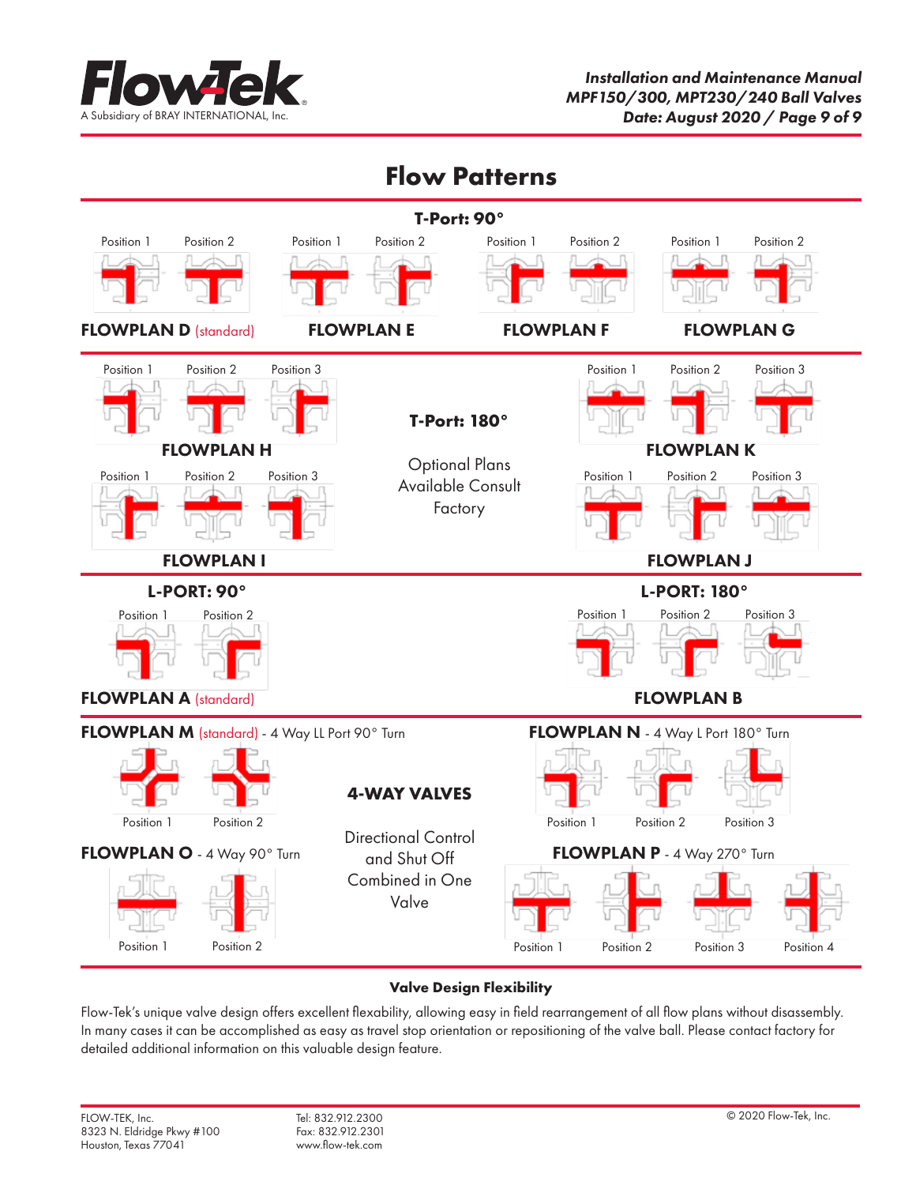# Flow Patterns

## T-Port: 90°

Position 1 Position 2

**FLOWPLAN D** (standard)

Position 1 Position 2

**FLOWPLAN E**

Position 1 Position 2

**FLOWPLAN F**

Position 1 Position 2

**FLOWPLAN G**

## T-Port: 180°

Position 1 Position 2 Position 3

**FLOWPLAN H**

Position 1 Position 2 Position 3

**FLOWPLAN I**

Optional Plans Available Consult Factory

Position 1 Position 2 Position 3

**FLOWPLAN K**

Position 1 Position 2 Position 3

**FLOWPLAN J**

## L-PORT: 90°

Position 1 Position 2

**FLOWPLAN A** (standard)

## L-PORT: 180°

Position 1 Position 2 Position 3

**FLOWPLAN B**

## 4-WAY VALVES

Directional Control and Shut Off Combined in One Valve

**FLOWPLAN M** (standard) - 4 Way LL Port 90° Turn

Position 1 Position 2

**FLOWPLAN N** - 4 Way L Port 180° Turn

Position 1 Position 2 Position 3

**FLOWPLAN O** - 4 Way 90° Turn

Position 1 Position 2

**FLOWPLAN P** - 4 Way 270° Turn

Position 1 Position 2 Position 3 Position 4

### Valve Design Flexibility

Flow-Tek's unique valve design offers excellent flexibility, allowing easy in field rearrangement of all flow plans without disassembly. In many cases it can be accomplished as easy as travel stop orientation or repositioning of the valve ball. Please contact factory for detailed additional information on this valuable design feature.